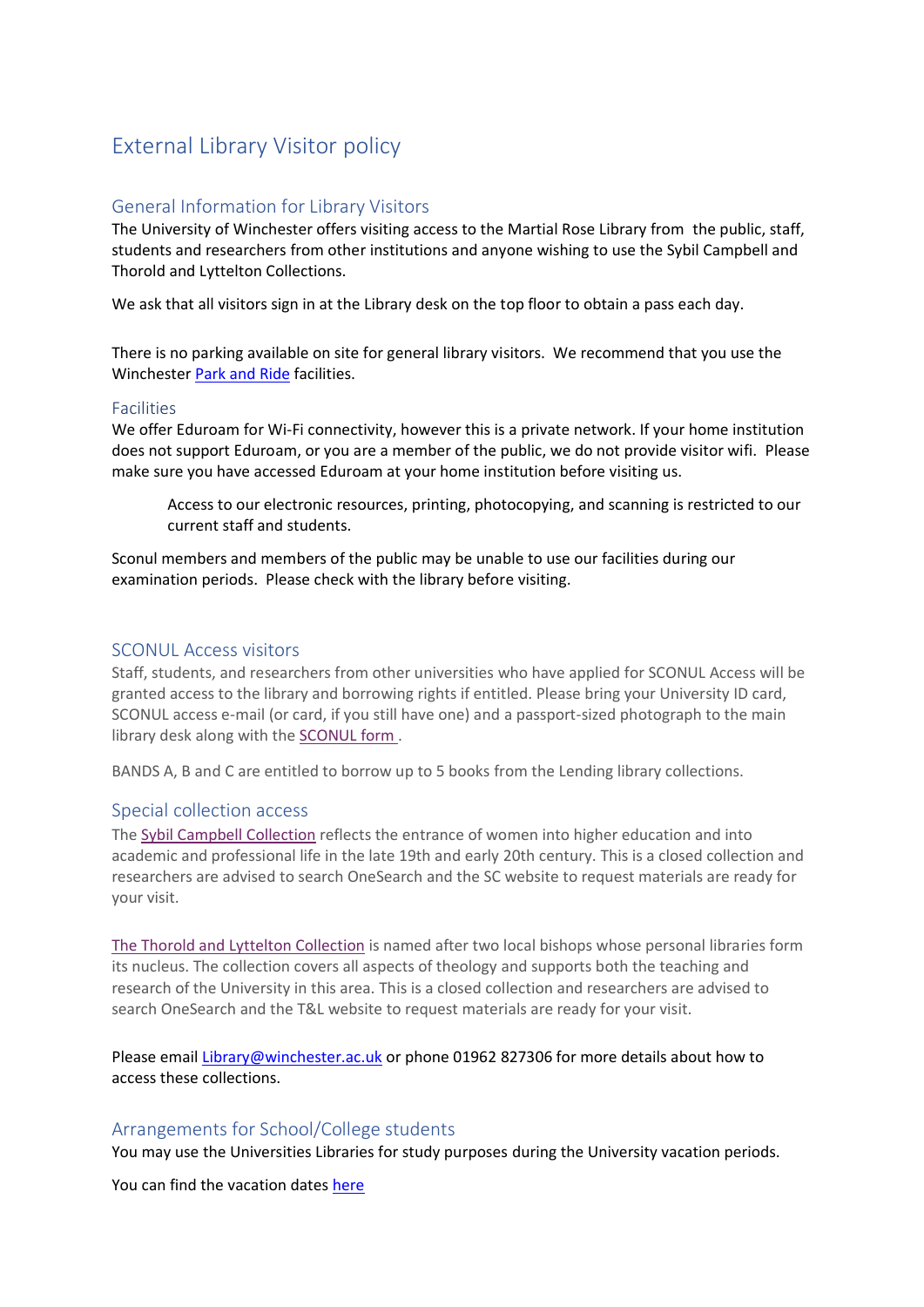# External Library Visitor policy

## General Information for Library Visitors

The University of Winchester offers visiting access to the Martial Rose Library from the public, staff, students and researchers from other institutions and anyone wishing to use the Sybil Campbell and Thorold and Lyttelton Collections.

We ask that all visitors sign in at the Library desk on the top floor to obtain a pass each day.

There is no parking available on site for general library visitors. We recommend that you use the Winchester Park and Ride facilities.

### Facilities

We offer Eduroam for Wi-Fi connectivity, however this is a private network. If your home institution does not support Eduroam, or you are a member of the public, we do not provide visitor wifi. Please make sure you have accessed Eduroam at your home institution before visiting us.

> Access to our electronic resources, printing, photocopying, and scanning is restricted to our current staff and students.

Sconul members and members of the public may be unable to use our facilities during our examination periods. Please check with the library before visiting.

## SCONUL Access visitors

Staff, students, and researchers from other universities who have applied for SCONUL Access will be granted access to the library and borrowing rights if entitled. Please bring your University ID card, SCONUL access e-mail (or card, if you still have one) and a passport-sized photograph to the main library desk along with the SCONUL form .

BANDS A, B and C are entitled to borrow up to 5 books from the Lending library collections.

## Special collection access

The Sybil Campbell Collection reflects the entrance of women into higher education and into academic and professional life in the late 19th and early 20th century. This is a closed collection and researchers are advised to search OneSearch and the SC website to request materials are ready for your visit.

The Thorold and Lyttelton Collection is named after two local bishops whose personal libraries form its nucleus. The collection covers all aspects of theology and supports both the teaching and research of the University in this area. This is a closed collection and researchers are advised to search OneSearch and the T&L website to request materials are ready for your visit.

Please email Library@winchester.ac.uk or phone 01962 827306 for more details about how to access these collections.

## Arrangements for School/College students

You may use the Universities Libraries for study purposes during the University vacation periods.

You can find the vacation dates here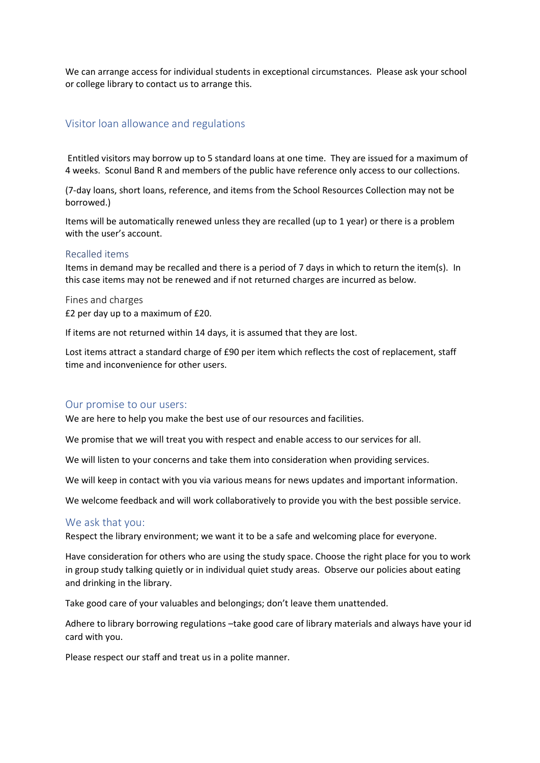We can arrange access for individual students in exceptional circumstances. Please ask your school or college library to contact us to arrange this.

## Visitor loan allowance and regulations

Entitled visitors may borrow up to 5 standard loans at one time. They are issued for a maximum of 4 weeks. Sconul Band R and members of the public have reference only access to our collections.

(7-day loans, short loans, reference, and items from the School Resources Collection may not be borrowed.)

Items will be automatically renewed unless they are recalled (up to 1 year) or there is a problem with the user's account.

### Recalled items

Items in demand may be recalled and there is a period of 7 days in which to return the item(s). In this case items may not be renewed and if not returned charges are incurred as below.

### Fines and charges

£2 per day up to a maximum of £20.

If items are not returned within 14 days, it is assumed that they are lost.

Lost items attract a standard charge of £90 per item which reflects the cost of replacement, staff time and inconvenience for other users.

## Our promise to our users:

We are here to help you make the best use of our resources and facilities.

We promise that we will treat you with respect and enable access to our services for all.

We will listen to your concerns and take them into consideration when providing services.

We will keep in contact with you via various means for news updates and important information.

We welcome feedback and will work collaboratively to provide you with the best possible service.

## We ask that you:

Respect the library environment; we want it to be a safe and welcoming place for everyone.

Have consideration for others who are using the study space. Choose the right place for you to work in group study talking quietly or in individual quiet study areas. Observe our policies about eating and drinking in the library.

Take good care of your valuables and belongings; don't leave them unattended.

Adhere to library borrowing regulations –take good care of library materials and always have your id card with you.

Please respect our staff and treat us in a polite manner.